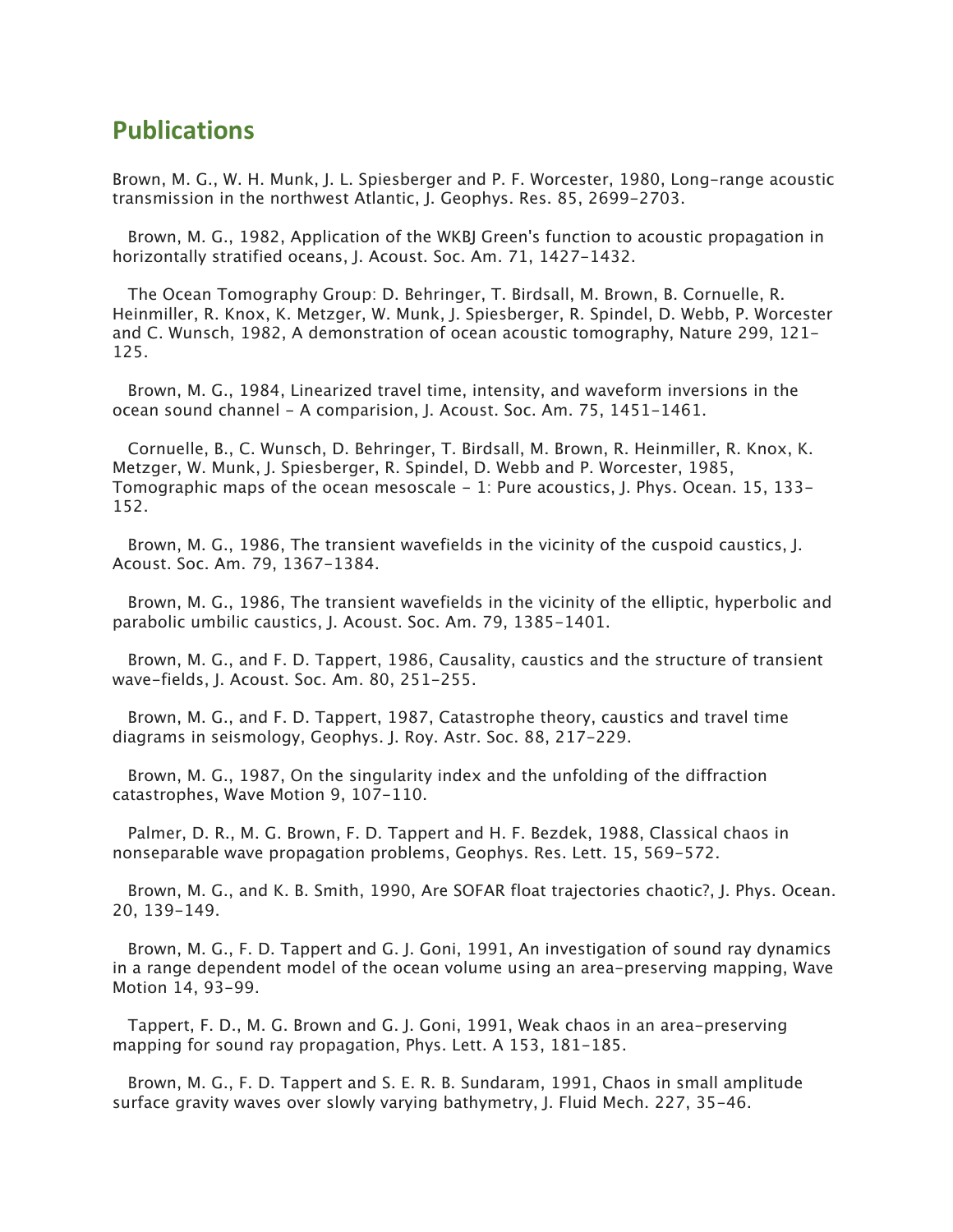# Publications

Brown, M. G., W. H. Munk, J. L. Spiesberger and P. F. Worcester, 1980, Long-range acoustic transmission in the northwest Atlantic, J. Geophys. Res. 85, 2699-2703.

Brown, M. G., 1982, Application of the WKBJ Green's function to acoustic propagation in horizontally stratified oceans, J. Acoust. Soc. Am. 71, 1427-1432.

The Ocean Tomography Group: D. Behringer, T. Birdsall, M. Brown, B. Cornuelle, R. Heinmiller, R. Knox, K. Metzger, W. Munk, J. Spiesberger, R. Spindel, D. Webb, P. Worcester and C. Wunsch, 1982, A demonstration of ocean acoustic tomography, Nature 299, 121-125.

Brown, M. G., 1984, Linearized travel time, intensity, and waveform inversions in the ocean sound channel - A comparision, J. Acoust. Soc. Am. 75, 1451-1461.

Cornuelle, B., C. Wunsch, D. Behringer, T. Birdsall, M. Brown, R. Heinmiller, R. Knox, K. Metzger, W. Munk, J. Spiesberger, R. Spindel, D. Webb and P. Worcester, 1985, Tomographic maps of the ocean mesoscale - 1: Pure acoustics, J. Phys. Ocean. 15, 133-152.

Brown, M. G., 1986, The transient wavefields in the vicinity of the cuspoid caustics, J. Acoust. Soc. Am. 79, 1367-1384.

Brown, M. G., 1986, The transient wavefields in the vicinity of the elliptic, hyperbolic and parabolic umbilic caustics, J. Acoust. Soc. Am. 79, 1385-1401.

Brown, M. G., and F. D. Tappert, 1986, Causality, caustics and the structure of transient wave-fields, J. Acoust. Soc. Am. 80, 251-255.

Brown, M. G., and F. D. Tappert, 1987, Catastrophe theory, caustics and travel time diagrams in seismology, Geophys. J. Roy. Astr. Soc. 88, 217-229.

Brown, M. G., 1987, On the singularity index and the unfolding of the diffraction catastrophes, Wave Motion 9, 107-110.

Palmer, D. R., M. G. Brown, F. D. Tappert and H. F. Bezdek, 1988, Classical chaos in nonseparable wave propagation problems, Geophys. Res. Lett. 15, 569-572.

Brown, M. G., and K. B. Smith, 1990, Are SOFAR float trajectories chaotic?, J. Phys. Ocean. 20, 139-149.

Brown, M. G., F. D. Tappert and G. J. Goni, 1991, An investigation of sound ray dynamics in a range dependent model of the ocean volume using an area-preserving mapping, Wave Motion 14, 93-99.

Tappert, F. D., M. G. Brown and G. J. Goni, 1991, Weak chaos in an area-preserving mapping for sound ray propagation, Phys. Lett. A 153, 181-185.

Brown, M. G., F. D. Tappert and S. E. R. B. Sundaram, 1991, Chaos in small amplitude surface gravity waves over slowly varying bathymetry, J. Fluid Mech. 227, 35-46.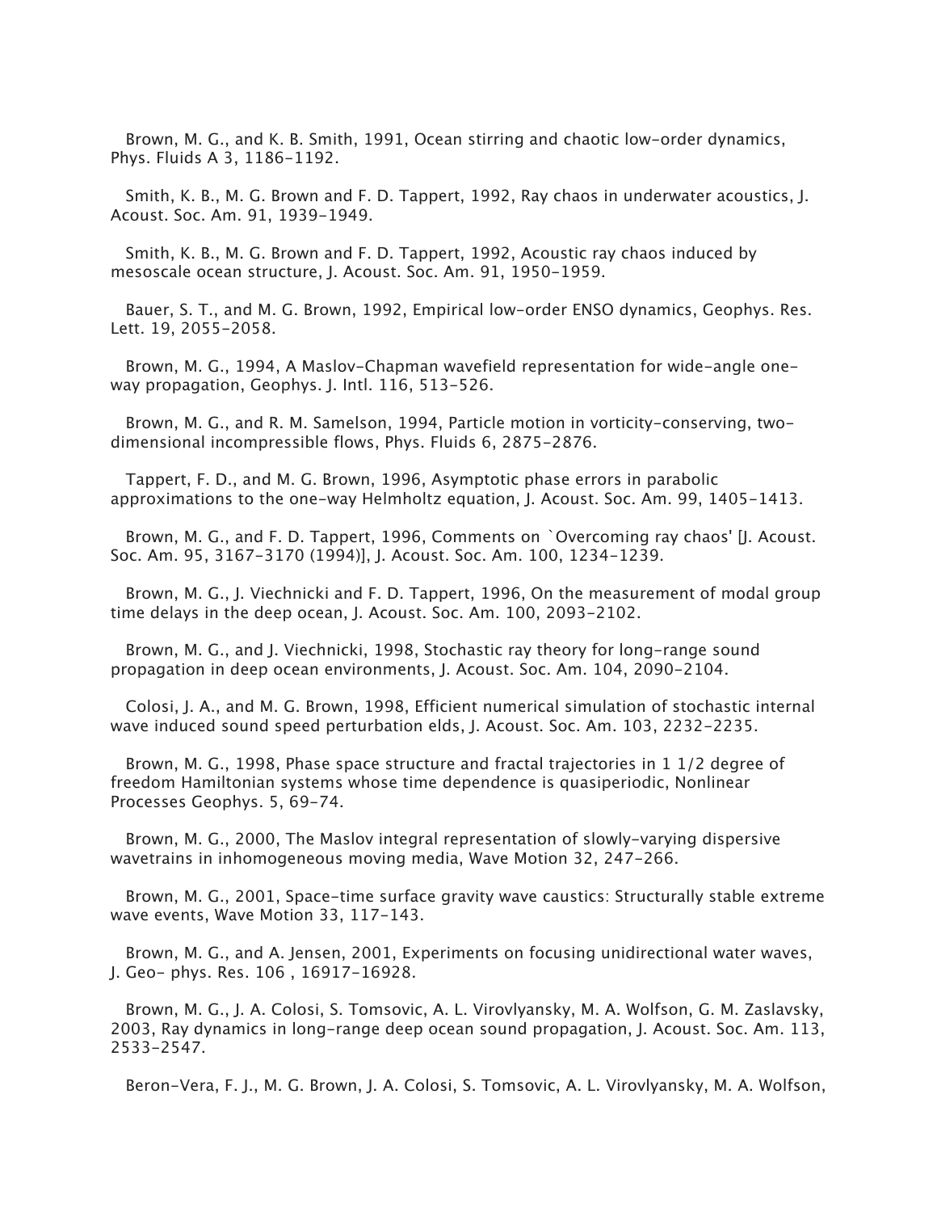Brown, M. G., and K. B. Smith, 1991, Ocean stirring and chaotic low-order dynamics, Phys. Fluids A 3, 1186-1192.

Smith, K. B., M. G. Brown and F. D. Tappert, 1992, Ray chaos in underwater acoustics, J. Acoust. Soc. Am. 91, 1939-1949.

Smith, K. B., M. G. Brown and F. D. Tappert, 1992, Acoustic ray chaos induced by mesoscale ocean structure, J. Acoust. Soc. Am. 91, 1950-1959.

Bauer, S. T., and M. G. Brown, 1992, Empirical low-order ENSO dynamics, Geophys. Res. Lett. 19, 2055-2058.

Brown, M. G., 1994, A Maslov-Chapman wavefield representation for wide-angle one-way propagation, Geophys. J. Intl. 116, 513-526.

Brown, M. G., and R. M. Samelson, 1994, Particle motion in vorticity-conserving, two-dimensional incompressible flows, Phys. Fluids 6, 2875-2876.

Tappert, F. D., and M. G. Brown, 1996, Asymptotic phase errors in parabolic approximations to the one-way Helmholtz equation, J. Acoust. Soc. Am. 99, 1405-1413.

Brown, M. G., and F. D. Tappert, 1996, Comments on `Overcoming ray chaos' [J. Acoust. Soc. Am. 95, 3167-3170 (1994)], J. Acoust. Soc. Am. 100, 1234-1239.

Brown, M. G., J. Viechnicki and F. D. Tappert, 1996, On the measurement of modal group time delays in the deep ocean, J. Acoust. Soc. Am. 100, 2093-2102.

Brown, M. G., and J. Viechnicki, 1998, Stochastic ray theory for long-range sound propagation in deep ocean environments, J. Acoust. Soc. Am. 104, 2090-2104.

Colosi, J. A., and M. G. Brown, 1998, Efficient numerical simulation of stochastic internal wave induced sound speed perturbation elds, J. Acoust. Soc. Am. 103, 2232-2235.

Brown, M. G., 1998, Phase space structure and fractal trajectories in 1 1/2 degree of freedom Hamiltonian systems whose time dependence is quasiperiodic, Nonlinear Processes Geophys. 5, 69-74.

Brown, M. G., 2000, The Maslov integral representation of slowly-varying dispersive wavetrains in inhomogeneous moving media, Wave Motion 32, 247-266.

Brown, M. G., 2001, Space-time surface gravity wave caustics: Structurally stable extreme wave events, Wave Motion 33, 117-143.

Brown, M. G., and A. Jensen, 2001, Experiments on focusing unidirectional water waves, J. Geo- phys. Res. 106 , 16917-16928.

Brown, M. G., J. A. Colosi, S. Tomsovic, A. L. Virovlyansky, M. A. Wolfson, G. M. Zaslavsky, 2003, Ray dynamics in long-range deep ocean sound propagation, J. Acoust. Soc. Am. 113, 2533-2547.

Beron-Vera, F. J., M. G. Brown, J. A. Colosi, S. Tomsovic, A. L. Virovlyansky, M. A. Wolfson,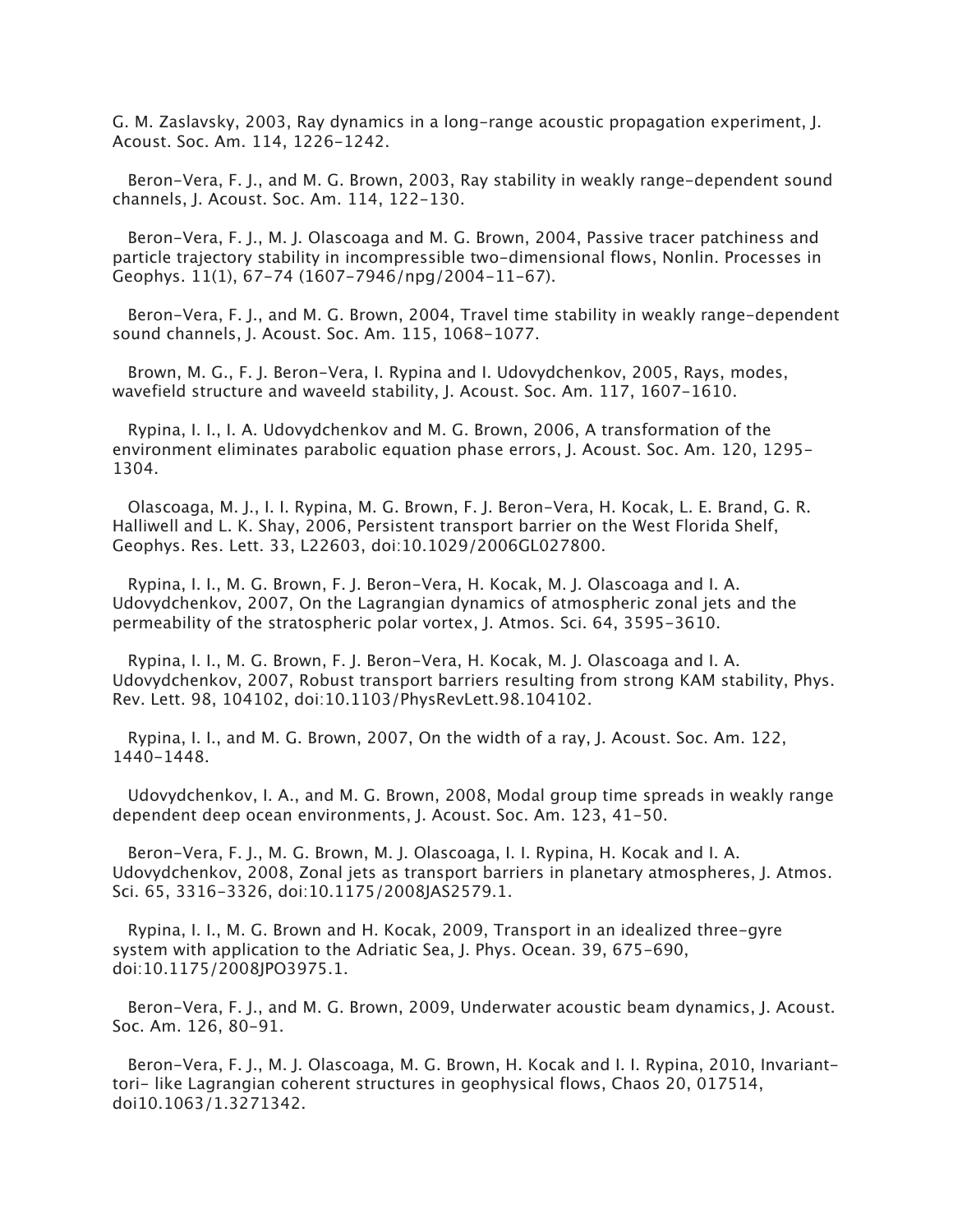G. M. Zaslavsky, 2003, Ray dynamics in a long-range acoustic propagation experiment, J. Acoust. Soc. Am. 114, 1226-1242.

Beron-Vera, F. J., and M. G. Brown, 2003, Ray stability in weakly range-dependent sound channels, J. Acoust. Soc. Am. 114, 122-130.

Beron-Vera, F. J., M. J. Olascoaga and M. G. Brown, 2004, Passive tracer patchiness and particle trajectory stability in incompressible two-dimensional flows, Nonlin. Processes in Geophys. 11(1), 67-74 (1607-7946/npg/2004-11-67).

Beron-Vera, F. J., and M. G. Brown, 2004, Travel time stability in weakly range-dependent sound channels, J. Acoust. Soc. Am. 115, 1068-1077.

Brown, M. G., F. J. Beron-Vera, I. Rypina and I. Udovydchenkov, 2005, Rays, modes, wavefield structure and waveeld stability, J. Acoust. Soc. Am. 117, 1607-1610.

Rypina, I. I., I. A. Udovydchenkov and M. G. Brown, 2006, A transformation of the environment eliminates parabolic equation phase errors, J. Acoust. Soc. Am. 120, 1295-1304.

Olascoaga, M. J., I. I. Rypina, M. G. Brown, F. J. Beron-Vera, H. Kocak, L. E. Brand, G. R. Halliwell and L. K. Shay, 2006, Persistent transport barrier on the West Florida Shelf, Geophys. Res. Lett. 33, L22603, doi:10.1029/2006GL027800.

Rypina, I. I., M. G. Brown, F. J. Beron-Vera, H. Kocak, M. J. Olascoaga and I. A. Udovydchenkov, 2007, On the Lagrangian dynamics of atmospheric zonal jets and the permeability of the stratospheric polar vortex, J. Atmos. Sci. 64, 3595-3610.

Rypina, I. I., M. G. Brown, F. J. Beron-Vera, H. Kocak, M. J. Olascoaga and I. A. Udovydchenkov, 2007, Robust transport barriers resulting from strong KAM stability, Phys. Rev. Lett. 98, 104102, doi:10.1103/PhysRevLett.98.104102.

Rypina, I. I., and M. G. Brown, 2007, On the width of a ray, J. Acoust. Soc. Am. 122, 1440-1448.

Udovydchenkov, I. A., and M. G. Brown, 2008, Modal group time spreads in weakly range dependent deep ocean environments, J. Acoust. Soc. Am. 123, 41-50.

Beron-Vera, F. J., M. G. Brown, M. J. Olascoaga, I. I. Rypina, H. Kocak and I. A. Udovydchenkov, 2008, Zonal jets as transport barriers in planetary atmospheres, J. Atmos. Sci. 65, 3316-3326, doi:10.1175/2008JAS2579.1.

Rypina, I. I., M. G. Brown and H. Kocak, 2009, Transport in an idealized three-gyre system with application to the Adriatic Sea, J. Phys. Ocean. 39, 675-690, doi:10.1175/2008JPO3975.1.

Beron-Vera, F. J., and M. G. Brown, 2009, Underwater acoustic beam dynamics, J. Acoust. Soc. Am. 126, 80-91.

Beron-Vera, F. J., M. J. Olascoaga, M. G. Brown, H. Kocak and I. I. Rypina, 2010, Invariant-tori- like Lagrangian coherent structures in geophysical flows, Chaos 20, 017514, doi10.1063/1.3271342.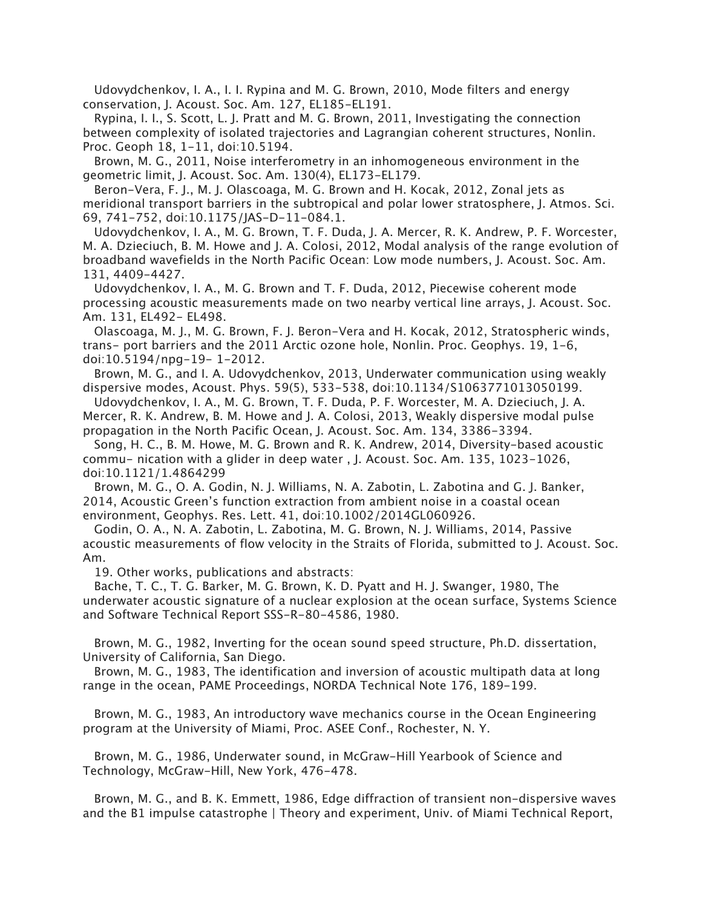Udovydchenkov, I. A., I. I. Rypina and M. G. Brown, 2010, Mode filters and energy conservation, J. Acoust. Soc. Am. 127, EL185–EL191.

Rypina, I. I., S. Scott, L. J. Pratt and M. G. Brown, 2011, Investigating the connection between complexity of isolated trajectories and Lagrangian coherent structures, Nonlin. Proc. Geoph 18, 1–11, doi:10.5194.

Brown, M. G., 2011, Noise interferometry in an inhomogeneous environment in the geometric limit, J. Acoust. Soc. Am. 130(4), EL173–EL179.

Beron-Vera, F. J., M. J. Olascoaga, M. G. Brown and H. Kocak, 2012, Zonal jets as meridional transport barriers in the subtropical and polar lower stratosphere, J. Atmos. Sci. 69, 741–752, doi:10.1175/JAS-D-11-084.1.

Udovydchenkov, I. A., M. G. Brown, T. F. Duda, J. A. Mercer, R. K. Andrew, P. F. Worcester, M. A. Dzieciuch, B. M. Howe and J. A. Colosi, 2012, Modal analysis of the range evolution of broadband wavefields in the North Pacific Ocean: Low mode numbers, J. Acoust. Soc. Am. 131, 4409–4427.

Udovydchenkov, I. A., M. G. Brown and T. F. Duda, 2012, Piecewise coherent mode processing acoustic measurements made on two nearby vertical line arrays, J. Acoust. Soc. Am. 131, EL492– EL498.

Olascoaga, M. J., M. G. Brown, F. J. Beron-Vera and H. Kocak, 2012, Stratospheric winds, trans- port barriers and the 2011 Arctic ozone hole, Nonlin. Proc. Geophys. 19, 1–6, doi:10.5194/npg-19- 1-2012.

Brown, M. G., and I. A. Udovydchenkov, 2013, Underwater communication using weakly dispersive modes, Acoust. Phys. 59(5), 533–538, doi:10.1134/S1063771013050199.

Udovydchenkov, I. A., M. G. Brown, T. F. Duda, P. F. Worcester, M. A. Dzieciuch, J. A. Mercer, R. K. Andrew, B. M. Howe and J. A. Colosi, 2013, Weakly dispersive modal pulse propagation in the North Pacific Ocean, J. Acoust. Soc. Am. 134, 3386–3394.

Song, H. C., B. M. Howe, M. G. Brown and R. K. Andrew, 2014, Diversity-based acoustic commu- nication with a glider in deep water , J. Acoust. Soc. Am. 135, 1023–1026, doi:10.1121/1.4864299

Brown, M. G., O. A. Godin, N. J. Williams, N. A. Zabotin, L. Zabotina and G. J. Banker, 2014, Acoustic Green's function extraction from ambient noise in a coastal ocean environment, Geophys. Res. Lett. 41, doi:10.1002/2014GL060926.

Godin, O. A., N. A. Zabotin, L. Zabotina, M. G. Brown, N. J. Williams, 2014, Passive acoustic measurements of flow velocity in the Straits of Florida, submitted to J. Acoust. Soc. Am.

19. Other works, publications and abstracts:

Bache, T. C., T. G. Barker, M. G. Brown, K. D. Pyatt and H. J. Swanger, 1980, The underwater acoustic signature of a nuclear explosion at the ocean surface, Systems Science and Software Technical Report SSS-R-80-4586, 1980.

Brown, M. G., 1982, Inverting for the ocean sound speed structure, Ph.D. dissertation, University of California, San Diego.

Brown, M. G., 1983, The identification and inversion of acoustic multipath data at long range in the ocean, PAME Proceedings, NORDA Technical Note 176, 189–199.

Brown, M. G., 1983, An introductory wave mechanics course in the Ocean Engineering program at the University of Miami, Proc. ASEE Conf., Rochester, N. Y.

Brown, M. G., 1986, Underwater sound, in McGraw-Hill Yearbook of Science and Technology, McGraw-Hill, New York, 476–478.

Brown, M. G., and B. K. Emmett, 1986, Edge diffraction of transient non-dispersive waves and the B1 impulse catastrophe | Theory and experiment, Univ. of Miami Technical Report,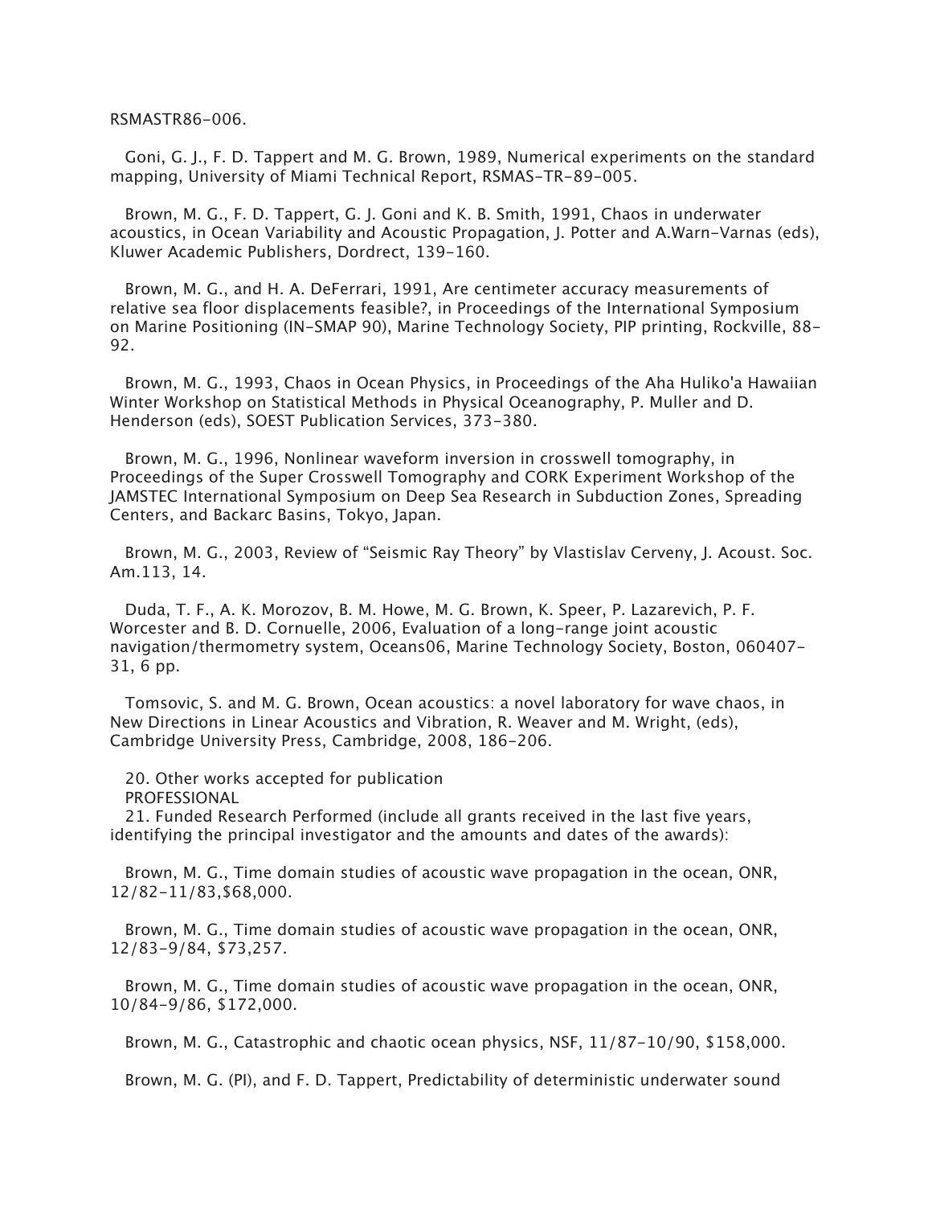RSMASTR86-006.

Goni, G. J., F. D. Tappert and M. G. Brown, 1989, Numerical experiments on the standard mapping, University of Miami Technical Report, RSMAS-TR-89-005.

Brown, M. G., F. D. Tappert, G. J. Goni and K. B. Smith, 1991, Chaos in underwater acoustics, in Ocean Variability and Acoustic Propagation, J. Potter and A.Warn-Varnas (eds), Kluwer Academic Publishers, Dordrect, 139-160.

Brown, M. G., and H. A. DeFerrari, 1991, Are centimeter accuracy measurements of relative sea floor displacements feasible?, in Proceedings of the International Symposium on Marine Positioning (IN-SMAP 90), Marine Technology Society, PIP printing, Rockville, 88-92.

Brown, M. G., 1993, Chaos in Ocean Physics, in Proceedings of the Aha Huliko'a Hawaiian Winter Workshop on Statistical Methods in Physical Oceanography, P. Muller and D. Henderson (eds), SOEST Publication Services, 373-380.

Brown, M. G., 1996, Nonlinear waveform inversion in crosswell tomography, in Proceedings of the Super Crosswell Tomography and CORK Experiment Workshop of the JAMSTEC International Symposium on Deep Sea Research in Subduction Zones, Spreading Centers, and Backarc Basins, Tokyo, Japan.

Brown, M. G., 2003, Review of “Seismic Ray Theory” by Vlastislav Cerveny, J. Acoust. Soc. Am.113, 14.

Duda, T. F., A. K. Morozov, B. M. Howe, M. G. Brown, K. Speer, P. Lazarevich, P. F. Worcester and B. D. Cornuelle, 2006, Evaluation of a long-range joint acoustic navigation/thermometry system, Oceans06, Marine Technology Society, Boston, 060407-31, 6 pp.

Tomsovic, S. and M. G. Brown, Ocean acoustics: a novel laboratory for wave chaos, in New Directions in Linear Acoustics and Vibration, R. Weaver and M. Wright, (eds), Cambridge University Press, Cambridge, 2008, 186-206.

20. Other works accepted for publication

PROFESSIONAL

21. Funded Research Performed (include all grants received in the last five years, identifying the principal investigator and the amounts and dates of the awards):

Brown, M. G., Time domain studies of acoustic wave propagation in the ocean, ONR, 12/82-11/83,$68,000.

Brown, M. G., Time domain studies of acoustic wave propagation in the ocean, ONR, 12/83-9/84, $73,257.

Brown, M. G., Time domain studies of acoustic wave propagation in the ocean, ONR, 10/84-9/86, $172,000.

Brown, M. G., Catastrophic and chaotic ocean physics, NSF, 11/87-10/90, $158,000.

Brown, M. G. (PI), and F. D. Tappert, Predictability of deterministic underwater sound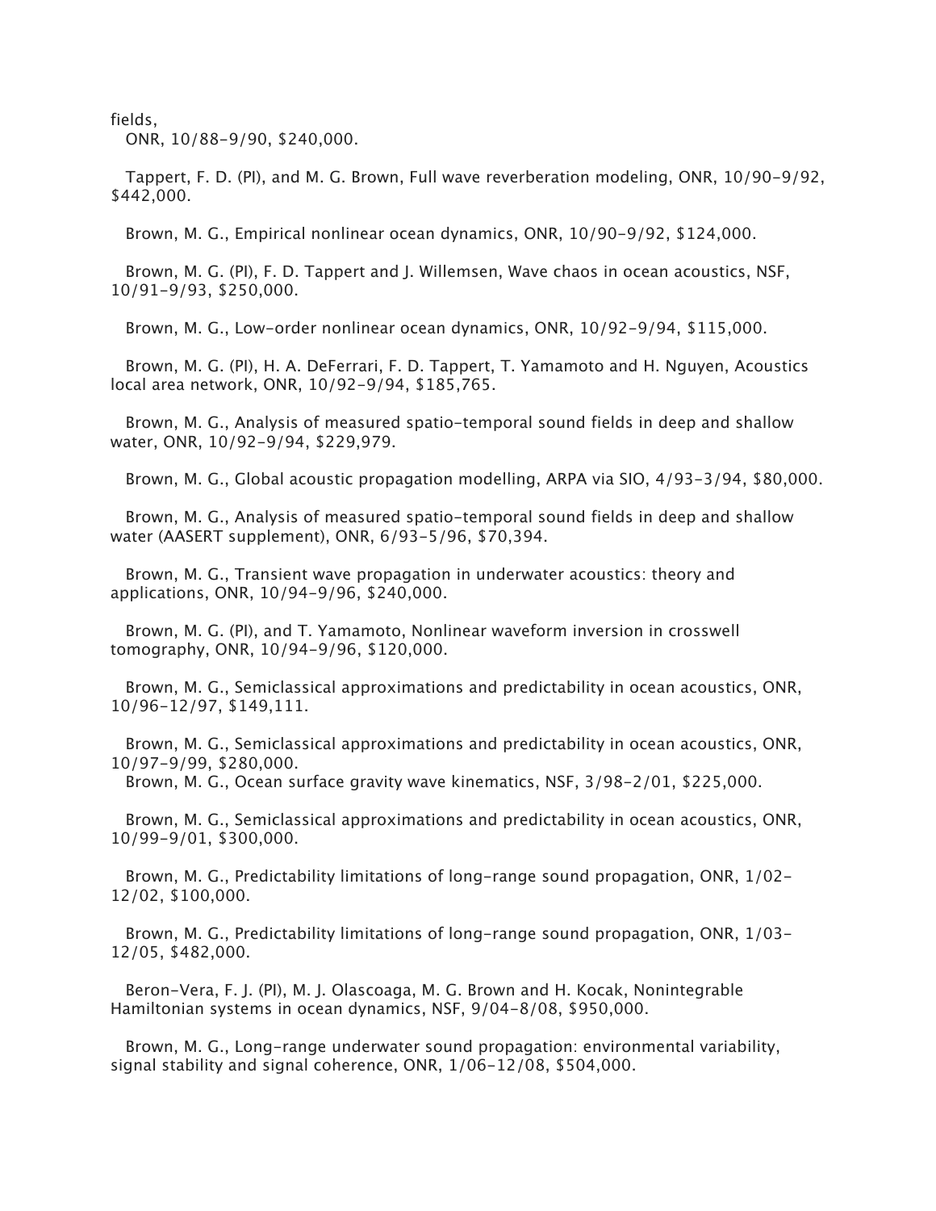fields,
ONR, 10/88-9/90, $240,000.

Tappert, F. D. (PI), and M. G. Brown, Full wave reverberation modeling, ONR, 10/90-9/92, $442,000.

Brown, M. G., Empirical nonlinear ocean dynamics, ONR, 10/90-9/92, $124,000.

Brown, M. G. (PI), F. D. Tappert and J. Willemsen, Wave chaos in ocean acoustics, NSF, 10/91-9/93, $250,000.

Brown, M. G., Low-order nonlinear ocean dynamics, ONR, 10/92-9/94, $115,000.

Brown, M. G. (PI), H. A. DeFerrari, F. D. Tappert, T. Yamamoto and H. Nguyen, Acoustics local area network, ONR, 10/92-9/94, $185,765.

Brown, M. G., Analysis of measured spatio-temporal sound fields in deep and shallow water, ONR, 10/92-9/94, $229,979.

Brown, M. G., Global acoustic propagation modelling, ARPA via SIO, 4/93-3/94, $80,000.

Brown, M. G., Analysis of measured spatio-temporal sound fields in deep and shallow water (AASERT supplement), ONR, 6/93-5/96, $70,394.

Brown, M. G., Transient wave propagation in underwater acoustics: theory and applications, ONR, 10/94-9/96, $240,000.

Brown, M. G. (PI), and T. Yamamoto, Nonlinear waveform inversion in crosswell tomography, ONR, 10/94-9/96, $120,000.

Brown, M. G., Semiclassical approximations and predictability in ocean acoustics, ONR, 10/96-12/97, $149,111.

Brown, M. G., Semiclassical approximations and predictability in ocean acoustics, ONR, 10/97-9/99, $280,000.

Brown, M. G., Ocean surface gravity wave kinematics, NSF, 3/98-2/01, $225,000.

Brown, M. G., Semiclassical approximations and predictability in ocean acoustics, ONR, 10/99-9/01, $300,000.

Brown, M. G., Predictability limitations of long-range sound propagation, ONR, 1/02-12/02, $100,000.

Brown, M. G., Predictability limitations of long-range sound propagation, ONR, 1/03-12/05, $482,000.

Beron-Vera, F. J. (PI), M. J. Olascoaga, M. G. Brown and H. Kocak, Nonintegrable Hamiltonian systems in ocean dynamics, NSF, 9/04-8/08, $950,000.

Brown, M. G., Long-range underwater sound propagation: environmental variability, signal stability and signal coherence, ONR, 1/06-12/08, $504,000.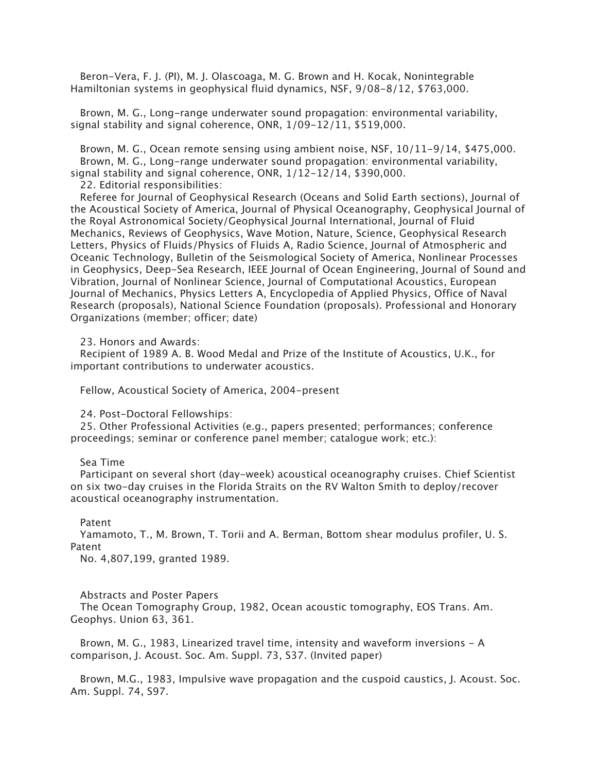Beron-Vera, F. J. (PI), M. J. Olascoaga, M. G. Brown and H. Kocak, Nonintegrable Hamiltonian systems in geophysical fluid dynamics, NSF, 9/08-8/12, $763,000.

Brown, M. G., Long-range underwater sound propagation: environmental variability, signal stability and signal coherence, ONR, 1/09-12/11, $519,000.

Brown, M. G., Ocean remote sensing using ambient noise, NSF, 10/11-9/14, $475,000.

Brown, M. G., Long-range underwater sound propagation: environmental variability, signal stability and signal coherence, ONR, 1/12-12/14, $390,000.

22. Editorial responsibilities:

Referee for Journal of Geophysical Research (Oceans and Solid Earth sections), Journal of the Acoustical Society of America, Journal of Physical Oceanography, Geophysical Journal of the Royal Astronomical Society/Geophysical Journal International, Journal of Fluid Mechanics, Reviews of Geophysics, Wave Motion, Nature, Science, Geophysical Research Letters, Physics of Fluids/Physics of Fluids A, Radio Science, Journal of Atmospheric and Oceanic Technology, Bulletin of the Seismological Society of America, Nonlinear Processes in Geophysics, Deep-Sea Research, IEEE Journal of Ocean Engineering, Journal of Sound and Vibration, Journal of Nonlinear Science, Journal of Computational Acoustics, European Journal of Mechanics, Physics Letters A, Encyclopedia of Applied Physics, Office of Naval Research (proposals), National Science Foundation (proposals). Professional and Honorary Organizations (member; officer; date)

23. Honors and Awards:

Recipient of 1989 A. B. Wood Medal and Prize of the Institute of Acoustics, U.K., for important contributions to underwater acoustics.

Fellow, Acoustical Society of America, 2004-present

24. Post-Doctoral Fellowships:

25. Other Professional Activities (e.g., papers presented; performances; conference proceedings; seminar or conference panel member; catalogue work; etc.):

Sea Time

Participant on several short (day-week) acoustical oceanography cruises. Chief Scientist on six two-day cruises in the Florida Straits on the RV Walton Smith to deploy/recover acoustical oceanography instrumentation.

Patent

Yamamoto, T., M. Brown, T. Torii and A. Berman, Bottom shear modulus profiler, U. S. Patent
No. 4,807,199, granted 1989.

Abstracts and Poster Papers

The Ocean Tomography Group, 1982, Ocean acoustic tomography, EOS Trans. Am. Geophys. Union 63, 361.

Brown, M. G., 1983, Linearized travel time, intensity and waveform inversions - A comparison, J. Acoust. Soc. Am. Suppl. 73, S37. (Invited paper)

Brown, M.G., 1983, Impulsive wave propagation and the cuspoid caustics, J. Acoust. Soc. Am. Suppl. 74, S97.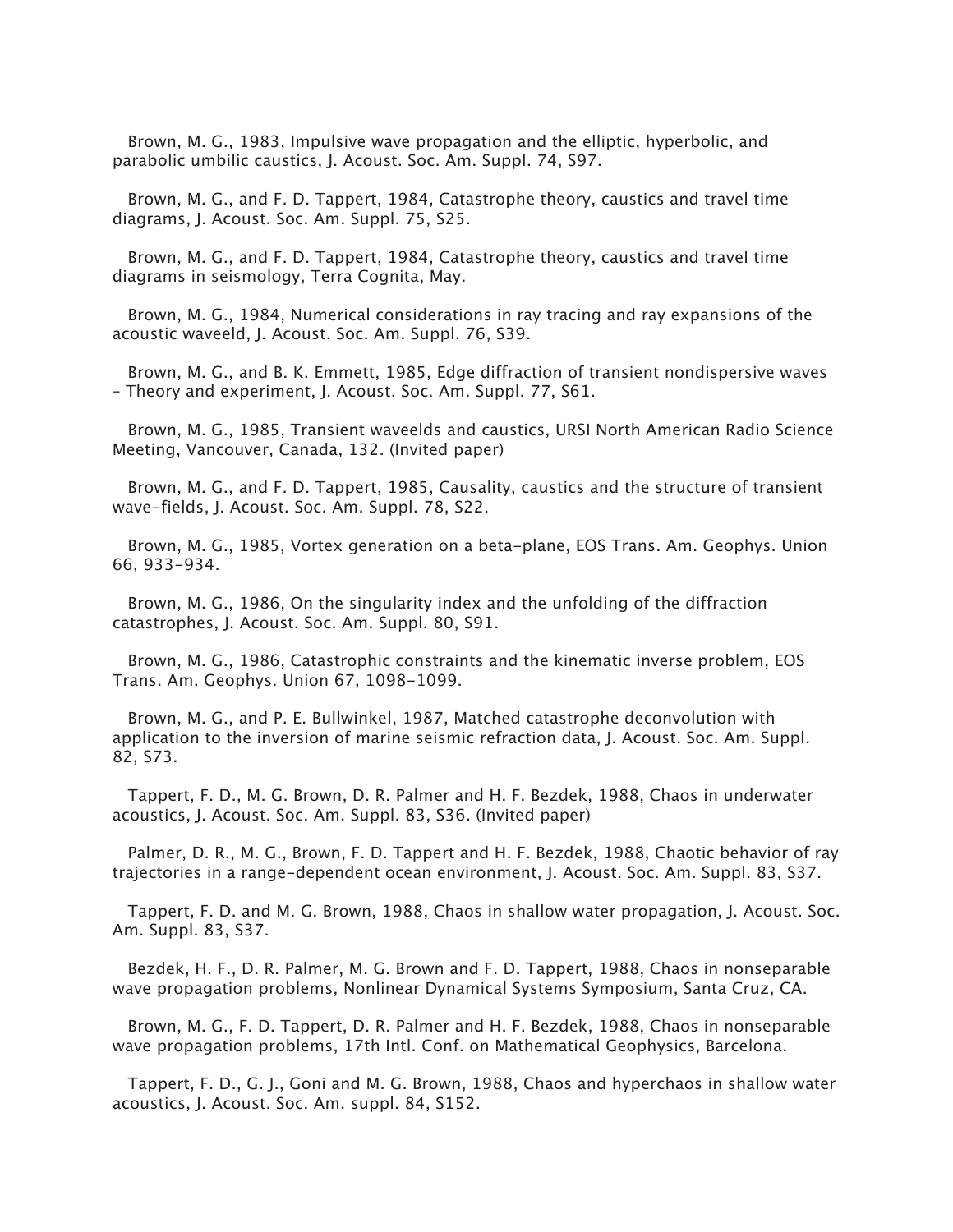Brown, M. G., 1983, Impulsive wave propagation and the elliptic, hyperbolic, and parabolic umbilic caustics, J. Acoust. Soc. Am. Suppl. 74, S97.

Brown, M. G., and F. D. Tappert, 1984, Catastrophe theory, caustics and travel time diagrams, J. Acoust. Soc. Am. Suppl. 75, S25.

Brown, M. G., and F. D. Tappert, 1984, Catastrophe theory, caustics and travel time diagrams in seismology, Terra Cognita, May.

Brown, M. G., 1984, Numerical considerations in ray tracing and ray expansions of the acoustic waveeld, J. Acoust. Soc. Am. Suppl. 76, S39.

Brown, M. G., and B. K. Emmett, 1985, Edge diffraction of transient nondispersive waves - Theory and experiment, J. Acoust. Soc. Am. Suppl. 77, S61.

Brown, M. G., 1985, Transient waveelds and caustics, URSI North American Radio Science Meeting, Vancouver, Canada, 132. (Invited paper)

Brown, M. G., and F. D. Tappert, 1985, Causality, caustics and the structure of transient wave-fields, J. Acoust. Soc. Am. Suppl. 78, S22.

Brown, M. G., 1985, Vortex generation on a beta-plane, EOS Trans. Am. Geophys. Union 66, 933-934.

Brown, M. G., 1986, On the singularity index and the unfolding of the diffraction catastrophes, J. Acoust. Soc. Am. Suppl. 80, S91.

Brown, M. G., 1986, Catastrophic constraints and the kinematic inverse problem, EOS Trans. Am. Geophys. Union 67, 1098-1099.

Brown, M. G., and P. E. Bullwinkel, 1987, Matched catastrophe deconvolution with application to the inversion of marine seismic refraction data, J. Acoust. Soc. Am. Suppl. 82, S73.

Tappert, F. D., M. G. Brown, D. R. Palmer and H. F. Bezdek, 1988, Chaos in underwater acoustics, J. Acoust. Soc. Am. Suppl. 83, S36. (Invited paper)

Palmer, D. R., M. G., Brown, F. D. Tappert and H. F. Bezdek, 1988, Chaotic behavior of ray trajectories in a range-dependent ocean environment, J. Acoust. Soc. Am. Suppl. 83, S37.

Tappert, F. D. and M. G. Brown, 1988, Chaos in shallow water propagation, J. Acoust. Soc. Am. Suppl. 83, S37.

Bezdek, H. F., D. R. Palmer, M. G. Brown and F. D. Tappert, 1988, Chaos in nonseparable wave propagation problems, Nonlinear Dynamical Systems Symposium, Santa Cruz, CA.

Brown, M. G., F. D. Tappert, D. R. Palmer and H. F. Bezdek, 1988, Chaos in nonseparable wave propagation problems, 17th Intl. Conf. on Mathematical Geophysics, Barcelona.

Tappert, F. D., G. J., Goni and M. G. Brown, 1988, Chaos and hyperchaos in shallow water acoustics, J. Acoust. Soc. Am. suppl. 84, S152.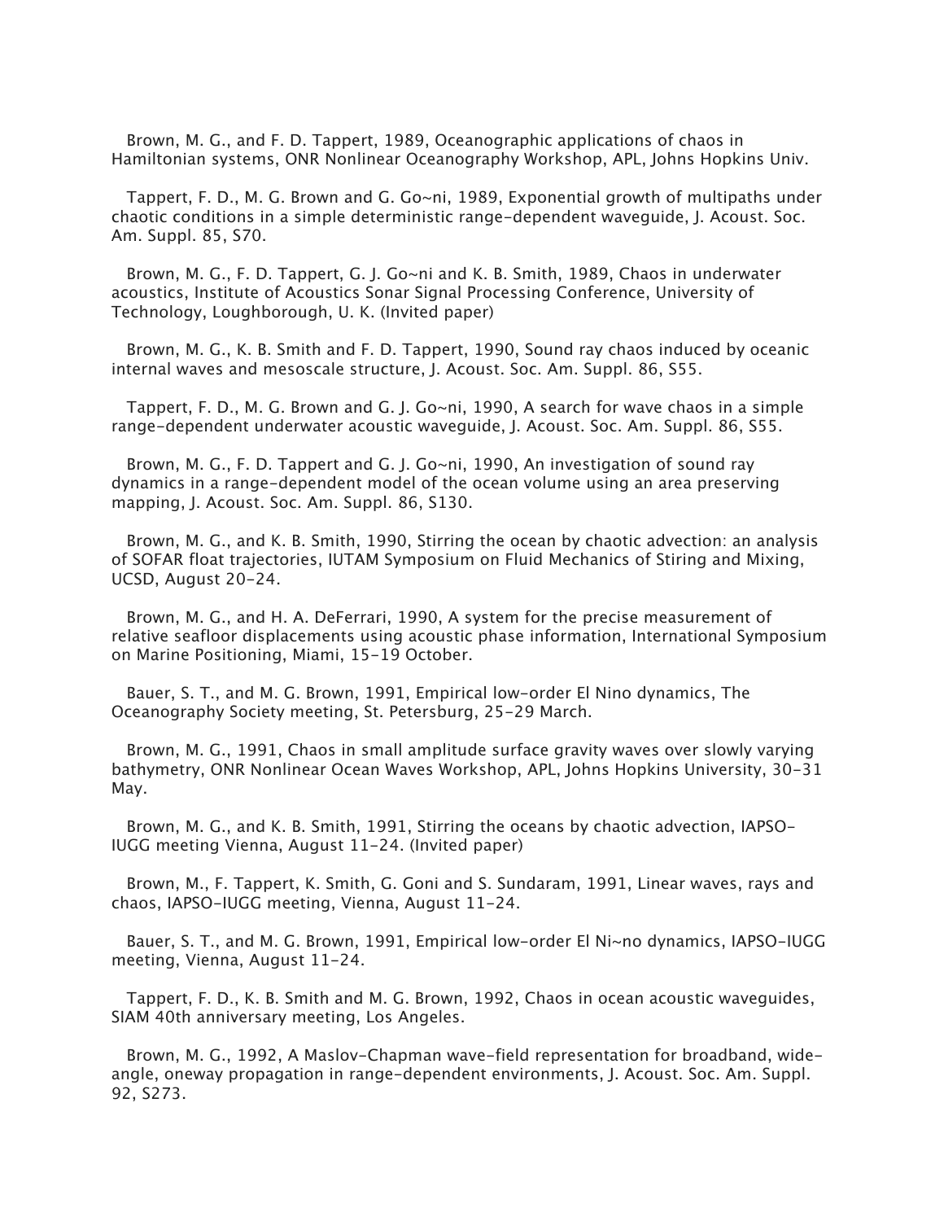Brown, M. G., and F. D. Tappert, 1989, Oceanographic applications of chaos in Hamiltonian systems, ONR Nonlinear Oceanography Workshop, APL, Johns Hopkins Univ.

Tappert, F. D., M. G. Brown and G. Go~ni, 1989, Exponential growth of multipaths under chaotic conditions in a simple deterministic range-dependent waveguide, J. Acoust. Soc. Am. Suppl. 85, S70.

Brown, M. G., F. D. Tappert, G. J. Go~ni and K. B. Smith, 1989, Chaos in underwater acoustics, Institute of Acoustics Sonar Signal Processing Conference, University of Technology, Loughborough, U. K. (Invited paper)

Brown, M. G., K. B. Smith and F. D. Tappert, 1990, Sound ray chaos induced by oceanic internal waves and mesoscale structure, J. Acoust. Soc. Am. Suppl. 86, S55.

Tappert, F. D., M. G. Brown and G. J. Go~ni, 1990, A search for wave chaos in a simple range-dependent underwater acoustic waveguide, J. Acoust. Soc. Am. Suppl. 86, S55.

Brown, M. G., F. D. Tappert and G. J. Go~ni, 1990, An investigation of sound ray dynamics in a range-dependent model of the ocean volume using an area preserving mapping, J. Acoust. Soc. Am. Suppl. 86, S130.

Brown, M. G., and K. B. Smith, 1990, Stirring the ocean by chaotic advection: an analysis of SOFAR float trajectories, IUTAM Symposium on Fluid Mechanics of Stiring and Mixing, UCSD, August 20-24.

Brown, M. G., and H. A. DeFerrari, 1990, A system for the precise measurement of relative seafloor displacements using acoustic phase information, International Symposium on Marine Positioning, Miami, 15-19 October.

Bauer, S. T., and M. G. Brown, 1991, Empirical low-order El Nino dynamics, The Oceanography Society meeting, St. Petersburg, 25-29 March.

Brown, M. G., 1991, Chaos in small amplitude surface gravity waves over slowly varying bathymetry, ONR Nonlinear Ocean Waves Workshop, APL, Johns Hopkins University, 30-31 May.

Brown, M. G., and K. B. Smith, 1991, Stirring the oceans by chaotic advection, IAPSO-IUGG meeting Vienna, August 11-24. (Invited paper)

Brown, M., F. Tappert, K. Smith, G. Goni and S. Sundaram, 1991, Linear waves, rays and chaos, IAPSO-IUGG meeting, Vienna, August 11-24.

Bauer, S. T., and M. G. Brown, 1991, Empirical low-order El Ni~no dynamics, IAPSO-IUGG meeting, Vienna, August 11-24.

Tappert, F. D., K. B. Smith and M. G. Brown, 1992, Chaos in ocean acoustic waveguides, SIAM 40th anniversary meeting, Los Angeles.

Brown, M. G., 1992, A Maslov-Chapman wave-field representation for broadband, wide-angle, oneway propagation in range-dependent environments, J. Acoust. Soc. Am. Suppl. 92, S273.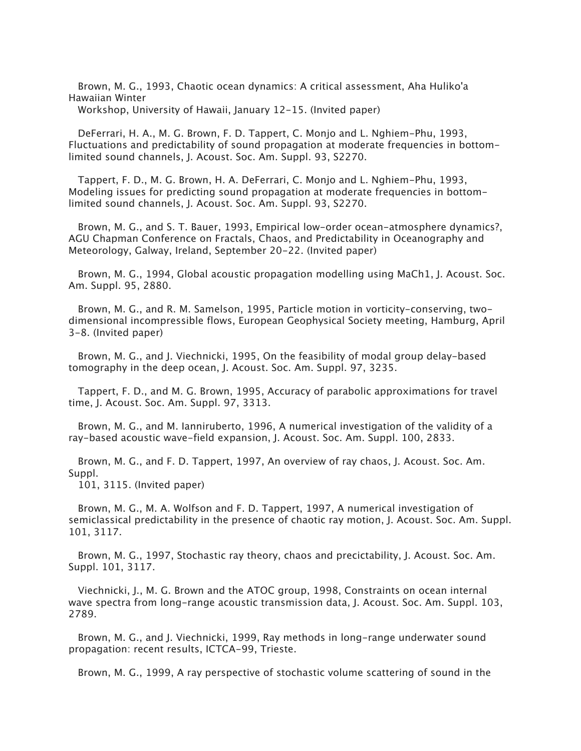Brown, M. G., 1993, Chaotic ocean dynamics: A critical assessment, Aha Huliko'a Hawaiian Winter Workshop, University of Hawaii, January 12-15. (Invited paper)

DeFerrari, H. A., M. G. Brown, F. D. Tappert, C. Monjo and L. Nghiem-Phu, 1993, Fluctuations and predictability of sound propagation at moderate frequencies in bottom-limited sound channels, J. Acoust. Soc. Am. Suppl. 93, S2270.

Tappert, F. D., M. G. Brown, H. A. DeFerrari, C. Monjo and L. Nghiem-Phu, 1993, Modeling issues for predicting sound propagation at moderate frequencies in bottom-limited sound channels, J. Acoust. Soc. Am. Suppl. 93, S2270.

Brown, M. G., and S. T. Bauer, 1993, Empirical low-order ocean-atmosphere dynamics?, AGU Chapman Conference on Fractals, Chaos, and Predictability in Oceanography and Meteorology, Galway, Ireland, September 20-22. (Invited paper)

Brown, M. G., 1994, Global acoustic propagation modelling using MaCh1, J. Acoust. Soc. Am. Suppl. 95, 2880.

Brown, M. G., and R. M. Samelson, 1995, Particle motion in vorticity-conserving, two-dimensional incompressible flows, European Geophysical Society meeting, Hamburg, April 3-8. (Invited paper)

Brown, M. G., and J. Viechnicki, 1995, On the feasibility of modal group delay-based tomography in the deep ocean, J. Acoust. Soc. Am. Suppl. 97, 3235.

Tappert, F. D., and M. G. Brown, 1995, Accuracy of parabolic approximations for travel time, J. Acoust. Soc. Am. Suppl. 97, 3313.

Brown, M. G., and M. Ianniruberto, 1996, A numerical investigation of the validity of a ray-based acoustic wave-field expansion, J. Acoust. Soc. Am. Suppl. 100, 2833.

Brown, M. G., and F. D. Tappert, 1997, An overview of ray chaos, J. Acoust. Soc. Am. Suppl. 101, 3115. (Invited paper)

Brown, M. G., M. A. Wolfson and F. D. Tappert, 1997, A numerical investigation of semiclassical predictability in the presence of chaotic ray motion, J. Acoust. Soc. Am. Suppl. 101, 3117.

Brown, M. G., 1997, Stochastic ray theory, chaos and precictability, J. Acoust. Soc. Am. Suppl. 101, 3117.

Viechnicki, J., M. G. Brown and the ATOC group, 1998, Constraints on ocean internal wave spectra from long-range acoustic transmission data, J. Acoust. Soc. Am. Suppl. 103, 2789.

Brown, M. G., and J. Viechnicki, 1999, Ray methods in long-range underwater sound propagation: recent results, ICTCA-99, Trieste.

Brown, M. G., 1999, A ray perspective of stochastic volume scattering of sound in the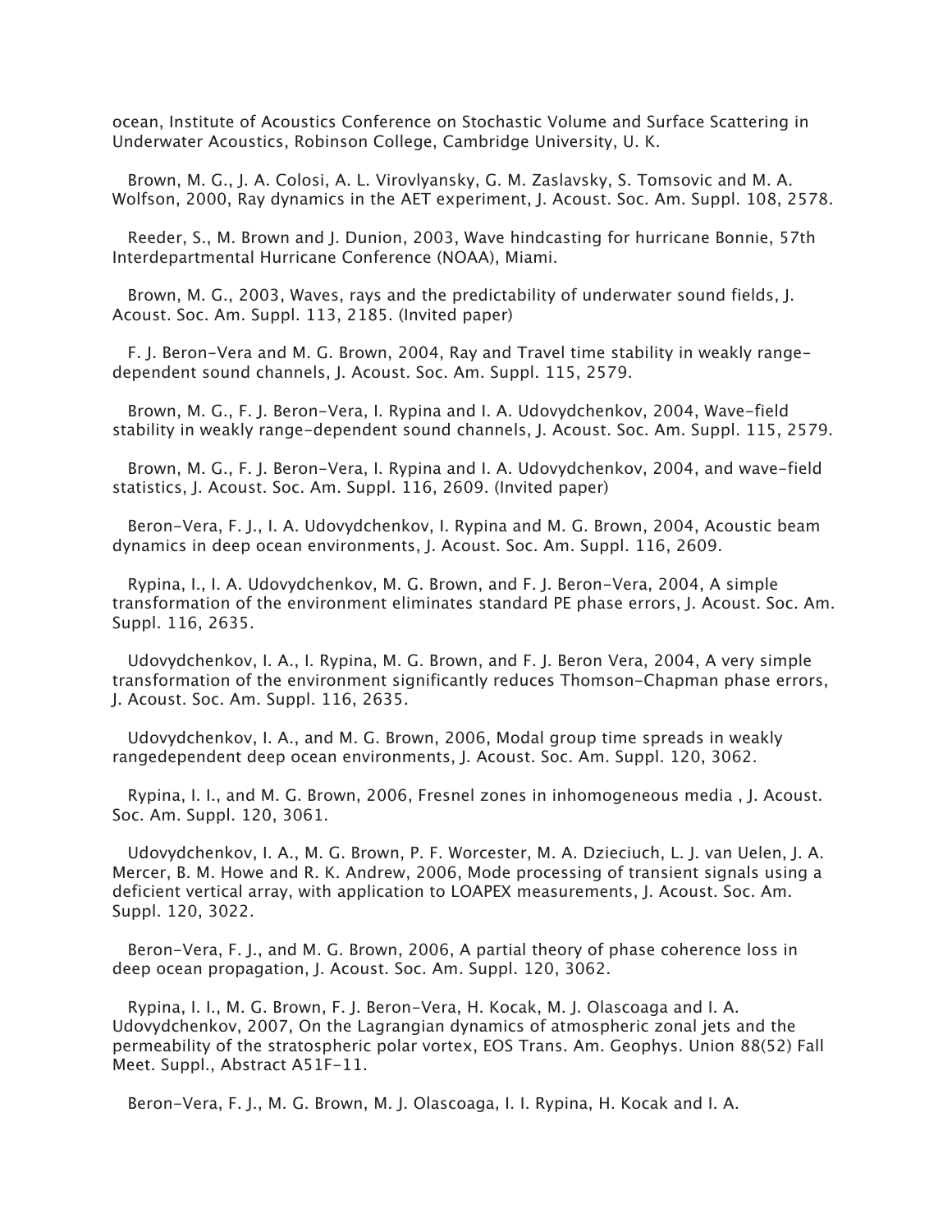ocean, Institute of Acoustics Conference on Stochastic Volume and Surface Scattering in Underwater Acoustics, Robinson College, Cambridge University, U. K.

Brown, M. G., J. A. Colosi, A. L. Virovlyansky, G. M. Zaslavsky, S. Tomsovic and M. A. Wolfson, 2000, Ray dynamics in the AET experiment, J. Acoust. Soc. Am. Suppl. 108, 2578.

Reeder, S., M. Brown and J. Dunion, 2003, Wave hindcasting for hurricane Bonnie, 57th Interdepartmental Hurricane Conference (NOAA), Miami.

Brown, M. G., 2003, Waves, rays and the predictability of underwater sound fields, J. Acoust. Soc. Am. Suppl. 113, 2185. (Invited paper)

F. J. Beron-Vera and M. G. Brown, 2004, Ray and Travel time stability in weakly range-dependent sound channels, J. Acoust. Soc. Am. Suppl. 115, 2579.

Brown, M. G., F. J. Beron-Vera, I. Rypina and I. A. Udovydchenkov, 2004, Wave-field stability in weakly range-dependent sound channels, J. Acoust. Soc. Am. Suppl. 115, 2579.

Brown, M. G., F. J. Beron-Vera, I. Rypina and I. A. Udovydchenkov, 2004, and wave-field statistics, J. Acoust. Soc. Am. Suppl. 116, 2609. (Invited paper)

Beron-Vera, F. J., I. A. Udovydchenkov, I. Rypina and M. G. Brown, 2004, Acoustic beam dynamics in deep ocean environments, J. Acoust. Soc. Am. Suppl. 116, 2609.

Rypina, I., I. A. Udovydchenkov, M. G. Brown, and F. J. Beron-Vera, 2004, A simple transformation of the environment eliminates standard PE phase errors, J. Acoust. Soc. Am. Suppl. 116, 2635.

Udovydchenkov, I. A., I. Rypina, M. G. Brown, and F. J. Beron Vera, 2004, A very simple transformation of the environment significantly reduces Thomson-Chapman phase errors, J. Acoust. Soc. Am. Suppl. 116, 2635.

Udovydchenkov, I. A., and M. G. Brown, 2006, Modal group time spreads in weakly rangedependent deep ocean environments, J. Acoust. Soc. Am. Suppl. 120, 3062.

Rypina, I. I., and M. G. Brown, 2006, Fresnel zones in inhomogeneous media , J. Acoust. Soc. Am. Suppl. 120, 3061.

Udovydchenkov, I. A., M. G. Brown, P. F. Worcester, M. A. Dzieciuch, L. J. van Uelen, J. A. Mercer, B. M. Howe and R. K. Andrew, 2006, Mode processing of transient signals using a deficient vertical array, with application to LOAPEX measurements, J. Acoust. Soc. Am. Suppl. 120, 3022.

Beron-Vera, F. J., and M. G. Brown, 2006, A partial theory of phase coherence loss in deep ocean propagation, J. Acoust. Soc. Am. Suppl. 120, 3062.

Rypina, I. I., M. G. Brown, F. J. Beron-Vera, H. Kocak, M. J. Olascoaga and I. A. Udovydchenkov, 2007, On the Lagrangian dynamics of atmospheric zonal jets and the permeability of the stratospheric polar vortex, EOS Trans. Am. Geophys. Union 88(52) Fall Meet. Suppl., Abstract A51F-11.

Beron-Vera, F. J., M. G. Brown, M. J. Olascoaga, I. I. Rypina, H. Kocak and I. A.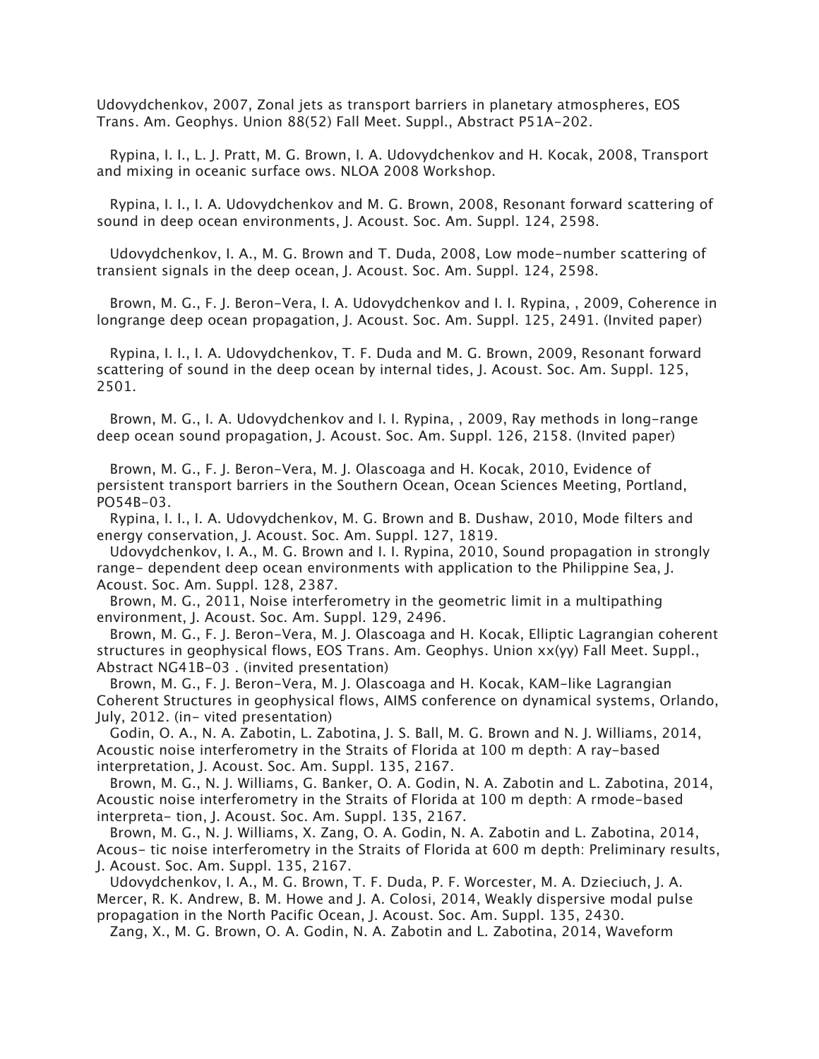Udovydchenkov, 2007, Zonal jets as transport barriers in planetary atmospheres, EOS Trans. Am. Geophys. Union 88(52) Fall Meet. Suppl., Abstract P51A-202.

Rypina, I. I., L. J. Pratt, M. G. Brown, I. A. Udovydchenkov and H. Kocak, 2008, Transport and mixing in oceanic surface ows. NLOA 2008 Workshop.

Rypina, I. I., I. A. Udovydchenkov and M. G. Brown, 2008, Resonant forward scattering of sound in deep ocean environments, J. Acoust. Soc. Am. Suppl. 124, 2598.

Udovydchenkov, I. A., M. G. Brown and T. Duda, 2008, Low mode-number scattering of transient signals in the deep ocean, J. Acoust. Soc. Am. Suppl. 124, 2598.

Brown, M. G., F. J. Beron-Vera, I. A. Udovydchenkov and I. I. Rypina, , 2009, Coherence in longrange deep ocean propagation, J. Acoust. Soc. Am. Suppl. 125, 2491. (Invited paper)

Rypina, I. I., I. A. Udovydchenkov, T. F. Duda and M. G. Brown, 2009, Resonant forward scattering of sound in the deep ocean by internal tides, J. Acoust. Soc. Am. Suppl. 125, 2501.

Brown, M. G., I. A. Udovydchenkov and I. I. Rypina, , 2009, Ray methods in long-range deep ocean sound propagation, J. Acoust. Soc. Am. Suppl. 126, 2158. (Invited paper)

Brown, M. G., F. J. Beron-Vera, M. J. Olascoaga and H. Kocak, 2010, Evidence of persistent transport barriers in the Southern Ocean, Ocean Sciences Meeting, Portland, PO54B-03.

Rypina, I. I., I. A. Udovydchenkov, M. G. Brown and B. Dushaw, 2010, Mode filters and energy conservation, J. Acoust. Soc. Am. Suppl. 127, 1819.

Udovydchenkov, I. A., M. G. Brown and I. I. Rypina, 2010, Sound propagation in strongly range- dependent deep ocean environments with application to the Philippine Sea, J. Acoust. Soc. Am. Suppl. 128, 2387.

Brown, M. G., 2011, Noise interferometry in the geometric limit in a multipathing environment, J. Acoust. Soc. Am. Suppl. 129, 2496.

Brown, M. G., F. J. Beron-Vera, M. J. Olascoaga and H. Kocak, Elliptic Lagrangian coherent structures in geophysical flows, EOS Trans. Am. Geophys. Union xx(yy) Fall Meet. Suppl., Abstract NG41B-03 . (invited presentation)

Brown, M. G., F. J. Beron-Vera, M. J. Olascoaga and H. Kocak, KAM-like Lagrangian Coherent Structures in geophysical flows, AIMS conference on dynamical systems, Orlando, July, 2012. (in- vited presentation)

Godin, O. A., N. A. Zabotin, L. Zabotina, J. S. Ball, M. G. Brown and N. J. Williams, 2014, Acoustic noise interferometry in the Straits of Florida at 100 m depth: A ray-based interpretation, J. Acoust. Soc. Am. Suppl. 135, 2167.

Brown, M. G., N. J. Williams, G. Banker, O. A. Godin, N. A. Zabotin and L. Zabotina, 2014, Acoustic noise interferometry in the Straits of Florida at 100 m depth: A rmode-based interpreta- tion, J. Acoust. Soc. Am. Suppl. 135, 2167.

Brown, M. G., N. J. Williams, X. Zang, O. A. Godin, N. A. Zabotin and L. Zabotina, 2014, Acous- tic noise interferometry in the Straits of Florida at 600 m depth: Preliminary results, J. Acoust. Soc. Am. Suppl. 135, 2167.

Udovydchenkov, I. A., M. G. Brown, T. F. Duda, P. F. Worcester, M. A. Dzieciuch, J. A. Mercer, R. K. Andrew, B. M. Howe and J. A. Colosi, 2014, Weakly dispersive modal pulse propagation in the North Pacific Ocean, J. Acoust. Soc. Am. Suppl. 135, 2430.

Zang, X., M. G. Brown, O. A. Godin, N. A. Zabotin and L. Zabotina, 2014, Waveform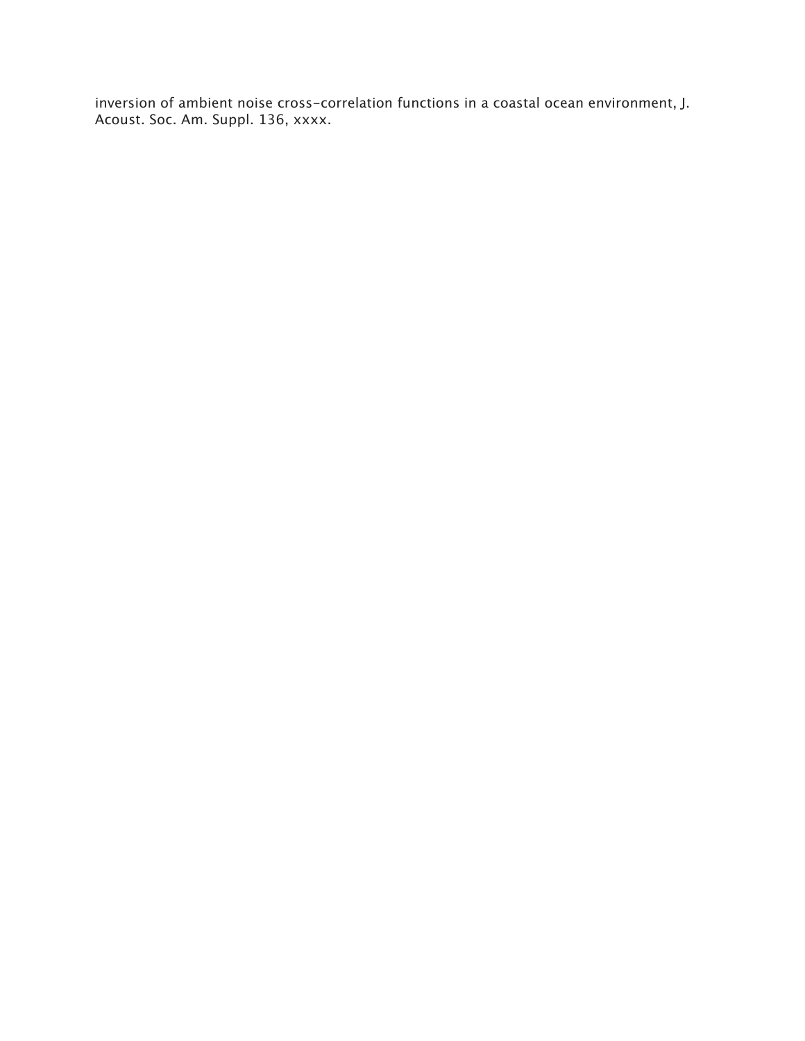inversion of ambient noise cross-correlation functions in a coastal ocean environment, J. Acoust. Soc. Am. Suppl. 136, xxxx.